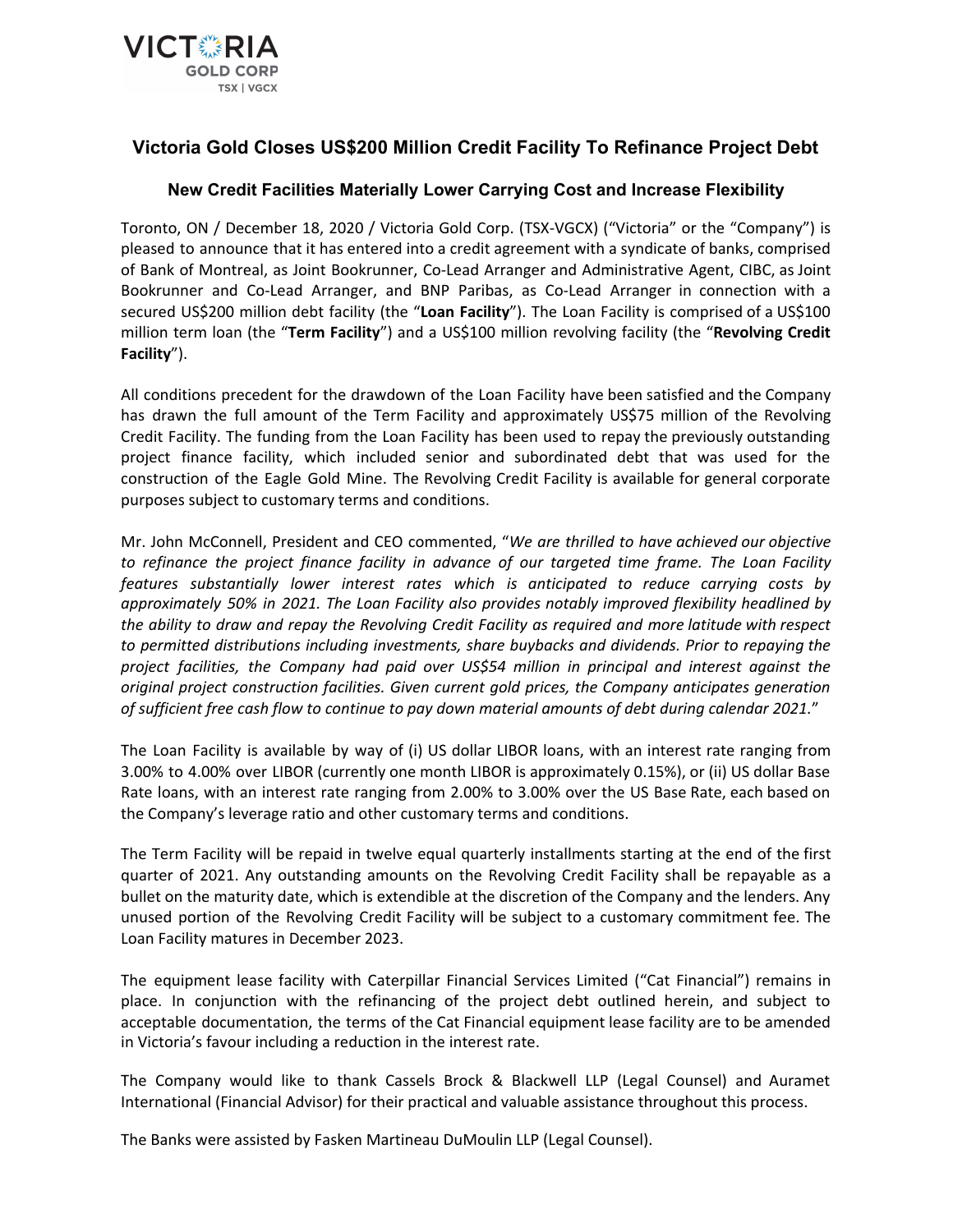VICTORIA GOLD CORP
TSX | VGCX

## Victoria Gold Closes US$200 Million Credit Facility To Refinance Project Debt

### New Credit Facilities Materially Lower Carrying Cost and Increase Flexibility

Toronto, ON / December 18, 2020 / Victoria Gold Corp. (TSX-VGCX) ("Victoria" or the "Company") is pleased to announce that it has entered into a credit agreement with a syndicate of banks, comprised of Bank of Montreal, as Joint Bookrunner, Co-Lead Arranger and Administrative Agent, CIBC, as Joint Bookrunner and Co-Lead Arranger, and BNP Paribas, as Co-Lead Arranger in connection with a secured US$200 million debt facility (the "**Loan Facility**"). The Loan Facility is comprised of a US$100 million term loan (the "**Term Facility**") and a US$100 million revolving facility (the "**Revolving Credit Facility**").

All conditions precedent for the drawdown of the Loan Facility have been satisfied and the Company has drawn the full amount of the Term Facility and approximately US$75 million of the Revolving Credit Facility. The funding from the Loan Facility has been used to repay the previously outstanding project finance facility, which included senior and subordinated debt that was used for the construction of the Eagle Gold Mine. The Revolving Credit Facility is available for general corporate purposes subject to customary terms and conditions.

Mr. John McConnell, President and CEO commented, "*We are thrilled to have achieved our objective to refinance the project finance facility in advance of our targeted time frame. The Loan Facility features substantially lower interest rates which is anticipated to reduce carrying costs by approximately 50% in 2021. The Loan Facility also provides notably improved flexibility headlined by the ability to draw and repay the Revolving Credit Facility as required and more latitude with respect to permitted distributions including investments, share buybacks and dividends. Prior to repaying the project facilities, the Company had paid over US$54 million in principal and interest against the original project construction facilities. Given current gold prices, the Company anticipates generation of sufficient free cash flow to continue to pay down material amounts of debt during calendar 2021.*"

The Loan Facility is available by way of (i) US dollar LIBOR loans, with an interest rate ranging from 3.00% to 4.00% over LIBOR (currently one month LIBOR is approximately 0.15%), or (ii) US dollar Base Rate loans, with an interest rate ranging from 2.00% to 3.00% over the US Base Rate, each based on the Company's leverage ratio and other customary terms and conditions.

The Term Facility will be repaid in twelve equal quarterly installments starting at the end of the first quarter of 2021. Any outstanding amounts on the Revolving Credit Facility shall be repayable as a bullet on the maturity date, which is extendible at the discretion of the Company and the lenders. Any unused portion of the Revolving Credit Facility will be subject to a customary commitment fee. The Loan Facility matures in December 2023.

The equipment lease facility with Caterpillar Financial Services Limited ("Cat Financial") remains in place. In conjunction with the refinancing of the project debt outlined herein, and subject to acceptable documentation, the terms of the Cat Financial equipment lease facility are to be amended in Victoria's favour including a reduction in the interest rate.

The Company would like to thank Cassels Brock & Blackwell LLP (Legal Counsel) and Auramet International (Financial Advisor) for their practical and valuable assistance throughout this process.

The Banks were assisted by Fasken Martineau DuMoulin LLP (Legal Counsel).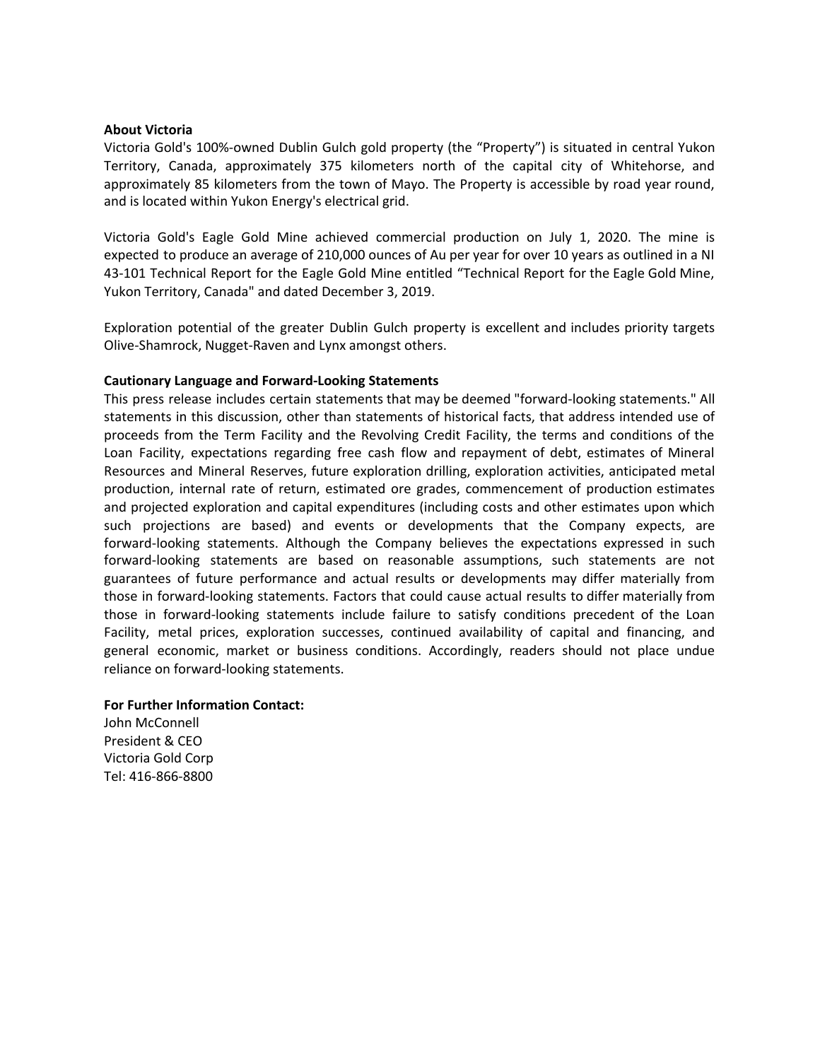**About Victoria**

Victoria Gold's 100%-owned Dublin Gulch gold property (the "Property") is situated in central Yukon Territory, Canada, approximately 375 kilometers north of the capital city of Whitehorse, and approximately 85 kilometers from the town of Mayo. The Property is accessible by road year round, and is located within Yukon Energy's electrical grid.

Victoria Gold's Eagle Gold Mine achieved commercial production on July 1, 2020. The mine is expected to produce an average of 210,000 ounces of Au per year for over 10 years as outlined in a NI 43-101 Technical Report for the Eagle Gold Mine entitled "Technical Report for the Eagle Gold Mine, Yukon Territory, Canada" and dated December 3, 2019.

Exploration potential of the greater Dublin Gulch property is excellent and includes priority targets Olive-Shamrock, Nugget-Raven and Lynx amongst others.

**Cautionary Language and Forward-Looking Statements**

This press release includes certain statements that may be deemed "forward-looking statements." All statements in this discussion, other than statements of historical facts, that address intended use of proceeds from the Term Facility and the Revolving Credit Facility, the terms and conditions of the Loan Facility, expectations regarding free cash flow and repayment of debt, estimates of Mineral Resources and Mineral Reserves, future exploration drilling, exploration activities, anticipated metal production, internal rate of return, estimated ore grades, commencement of production estimates and projected exploration and capital expenditures (including costs and other estimates upon which such projections are based) and events or developments that the Company expects, are forward-looking statements. Although the Company believes the expectations expressed in such forward-looking statements are based on reasonable assumptions, such statements are not guarantees of future performance and actual results or developments may differ materially from those in forward-looking statements. Factors that could cause actual results to differ materially from those in forward-looking statements include failure to satisfy conditions precedent of the Loan Facility, metal prices, exploration successes, continued availability of capital and financing, and general economic, market or business conditions. Accordingly, readers should not place undue reliance on forward-looking statements.

**For Further Information Contact:**

John McConnell  
President & CEO  
Victoria Gold Corp  
Tel: 416-866-8800